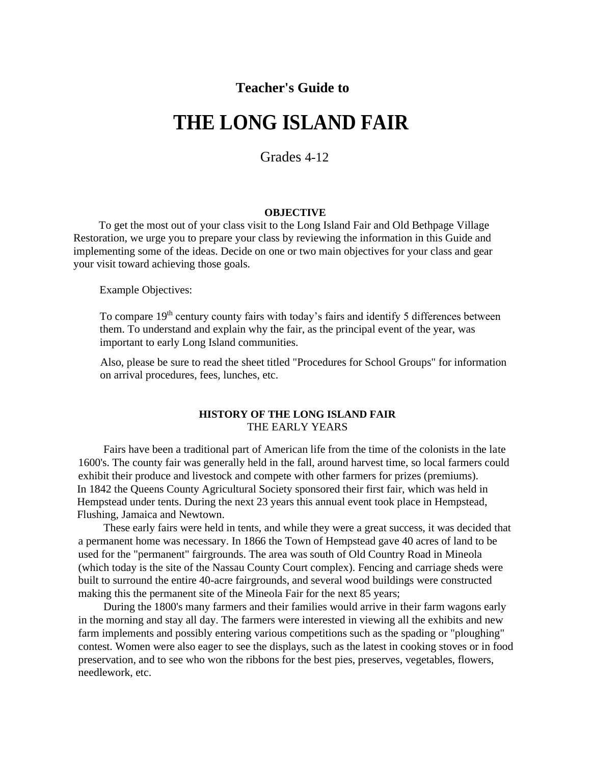**Teacher's Guide to**

# THE LONG ISLAND FAIR

Grades 4-12

**OBJECTIVE**

To get the most out of your class visit to the Long Island Fair and Old Bethpage Village Restoration, we urge you to prepare your class by reviewing the information in this Guide and implementing some of the ideas. Decide on one or two main objectives for your class and gear your visit toward achieving those goals.

Example Objectives:

To compare 19th century county fairs with today's fairs and identify 5 differences between them. To understand and explain why the fair, as the principal event of the year, was important to early Long Island communities.

Also, please be sure to read the sheet titled "Procedures for School Groups" for information on arrival procedures, fees, lunches, etc.

## HISTORY OF THE LONG ISLAND FAIR

### THE EARLY YEARS

Fairs have been a traditional part of American life from the time of the colonists in the late 1600's. The county fair was generally held in the fall, around harvest time, so local farmers could exhibit their produce and livestock and compete with other farmers for prizes (premiums). In 1842 the Queens County Agricultural Society sponsored their first fair, which was held in Hempstead under tents. During the next 23 years this annual event took place in Hempstead, Flushing, Jamaica and Newtown.

These early fairs were held in tents, and while they were a great success, it was decided that a permanent home was necessary. In 1866 the Town of Hempstead gave 40 acres of land to be used for the "permanent" fairgrounds. The area was south of Old Country Road in Mineola (which today is the site of the Nassau County Court complex). Fencing and carriage sheds were built to surround the entire 40-acre fairgrounds, and several wood buildings were constructed making this the permanent site of the Mineola Fair for the next 85 years;

During the 1800's many farmers and their families would arrive in their farm wagons early in the morning and stay all day. The farmers were interested in viewing all the exhibits and new farm implements and possibly entering various competitions such as the spading or "ploughing" contest. Women were also eager to see the displays, such as the latest in cooking stoves or in food preservation, and to see who won the ribbons for the best pies, preserves, vegetables, flowers, needlework, etc.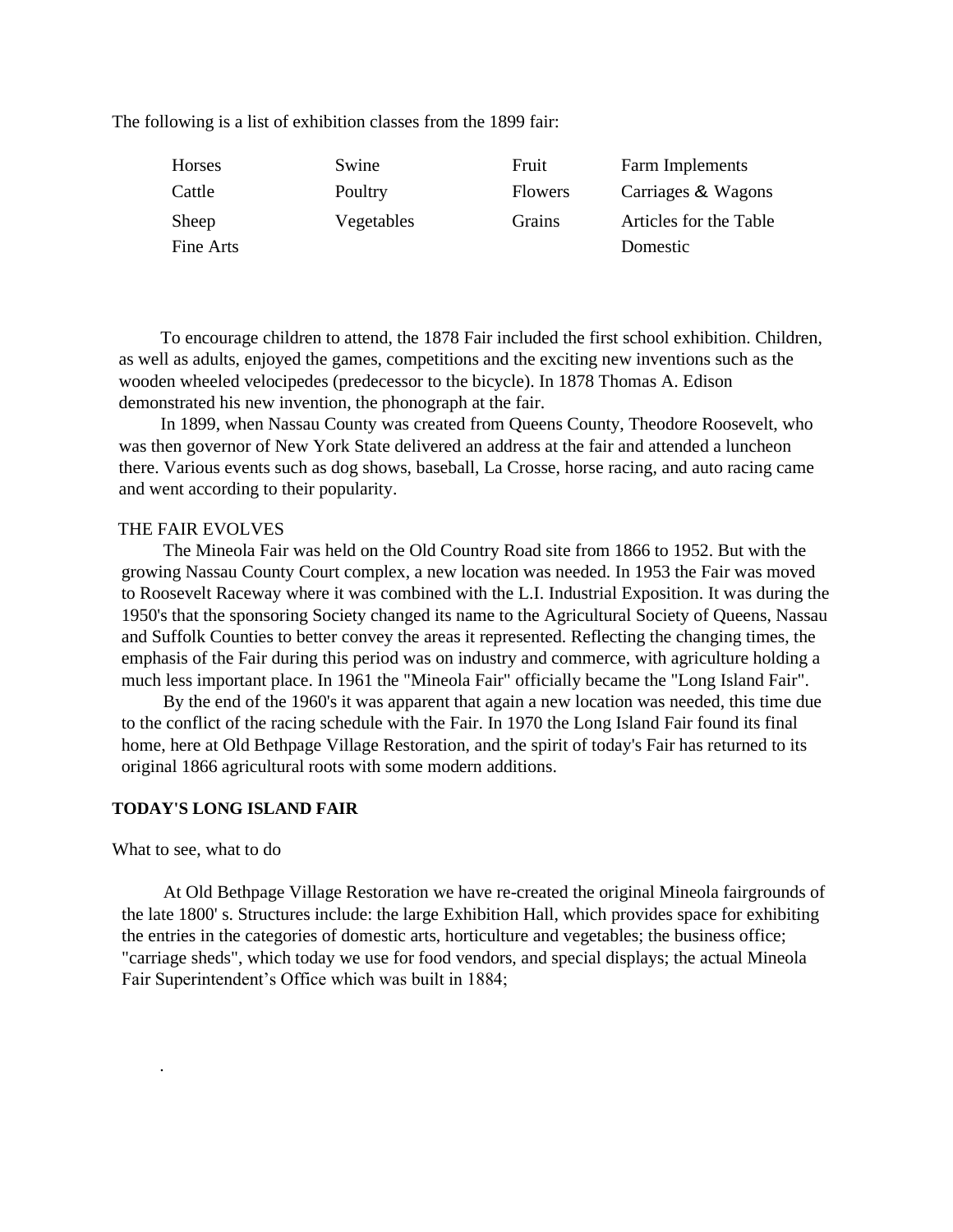The following is a list of exhibition classes from the 1899 fair:

| | | | |
|---|---|---|---|
| Horses | Swine | Fruit | Farm Implements |
| Cattle | Poultry | Flowers | Carriages & Wagons |
| Sheep | Vegetables | Grains | Articles for the Table |
| Fine Arts | | | Domestic |

To encourage children to attend, the 1878 Fair included the first school exhibition. Children, as well as adults, enjoyed the games, competitions and the exciting new inventions such as the wooden wheeled velocipedes (predecessor to the bicycle). In 1878 Thomas A. Edison demonstrated his new invention, the phonograph at the fair.

In 1899, when Nassau County was created from Queens County, Theodore Roosevelt, who was then governor of New York State delivered an address at the fair and attended a luncheon there. Various events such as dog shows, baseball, La Crosse, horse racing, and auto racing came and went according to their popularity.

THE FAIR EVOLVES

The Mineola Fair was held on the Old Country Road site from 1866 to 1952. But with the growing Nassau County Court complex, a new location was needed. In 1953 the Fair was moved to Roosevelt Raceway where it was combined with the L.I. Industrial Exposition. It was during the 1950's that the sponsoring Society changed its name to the Agricultural Society of Queens, Nassau and Suffolk Counties to better convey the areas it represented. Reflecting the changing times, the emphasis of the Fair during this period was on industry and commerce, with agriculture holding a much less important place. In 1961 the "Mineola Fair" officially became the "Long Island Fair".

By the end of the 1960's it was apparent that again a new location was needed, this time due to the conflict of the racing schedule with the Fair. In 1970 the Long Island Fair found its final home, here at Old Bethpage Village Restoration, and the spirit of today's Fair has returned to its original 1866 agricultural roots with some modern additions.

**TODAY'S LONG ISLAND FAIR**

What to see, what to do

At Old Bethpage Village Restoration we have re-created the original Mineola fairgrounds of the late 1800' s. Structures include: the large Exhibition Hall, which provides space for exhibiting the entries in the categories of domestic arts, horticulture and vegetables; the business office; "carriage sheds", which today we use for food vendors, and special displays; the actual Mineola Fair Superintendent's Office which was built in 1884;

.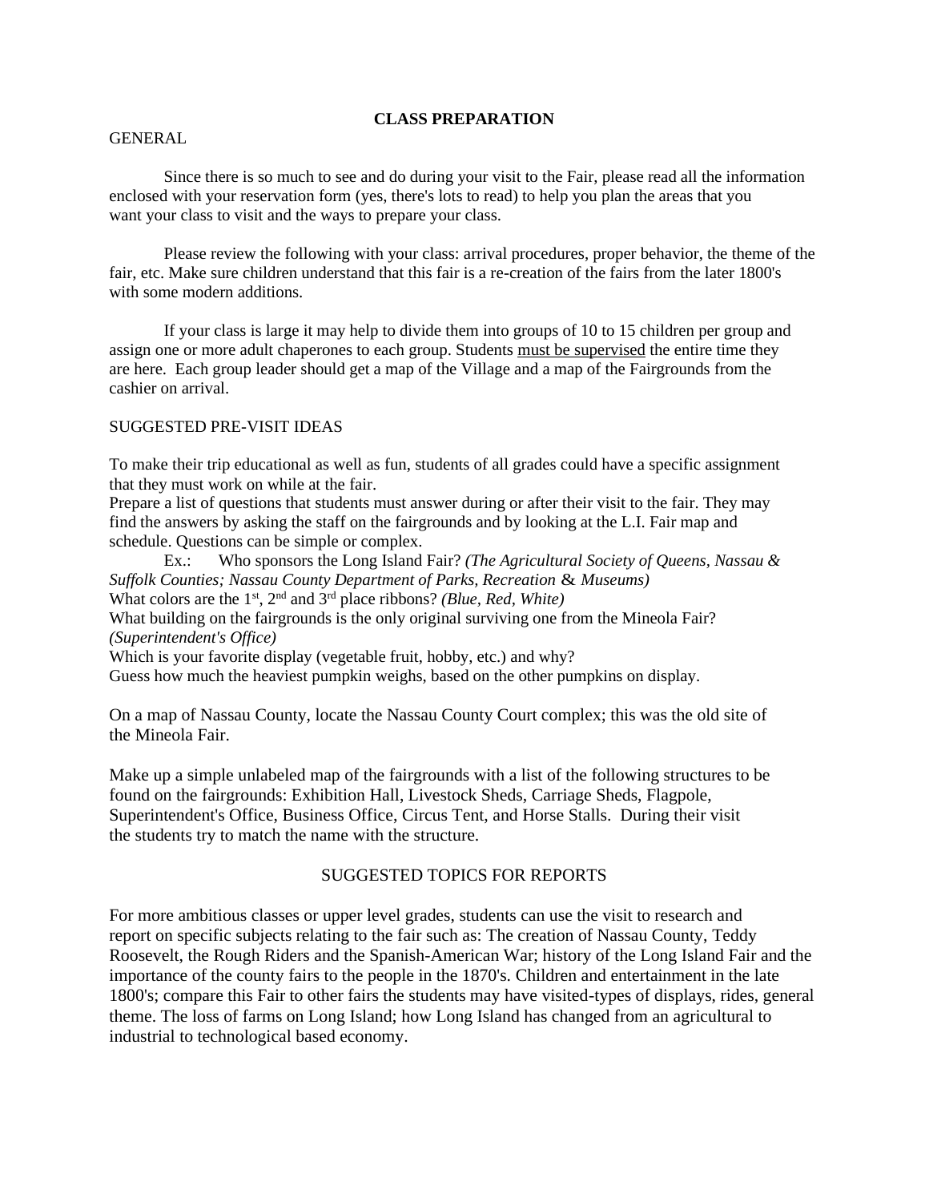## CLASS PREPARATION

GENERAL

Since there is so much to see and do during your visit to the Fair, please read all the information enclosed with your reservation form (yes, there's lots to read) to help you plan the areas that you want your class to visit and the ways to prepare your class.

Please review the following with your class: arrival procedures, proper behavior, the theme of the fair, etc. Make sure children understand that this fair is a re-creation of the fairs from the later 1800's with some modern additions.

If your class is large it may help to divide them into groups of 10 to 15 children per group and assign one or more adult chaperones to each group. Students <u>must be supervised</u> the entire time they are here. Each group leader should get a map of the Village and a map of the Fairgrounds from the cashier on arrival.

SUGGESTED PRE-VISIT IDEAS

To make their trip educational as well as fun, students of all grades could have a specific assignment that they must work on while at the fair.
Prepare a list of questions that students must answer during or after their visit to the fair. They may find the answers by asking the staff on the fairgrounds and by looking at the L.I. Fair map and schedule. Questions can be simple or complex.

Ex.: Who sponsors the Long Island Fair? *(The Agricultural Society of Queens, Nassau & Suffolk Counties; Nassau County Department of Parks, Recreation & Museums)*
What colors are the 1st, 2nd and 3rd place ribbons? *(Blue, Red, White)*
What building on the fairgrounds is the only original surviving one from the Mineola Fair? *(Superintendent's Office)*
Which is your favorite display (vegetable fruit, hobby, etc.) and why?
Guess how much the heaviest pumpkin weighs, based on the other pumpkins on display.

On a map of Nassau County, locate the Nassau County Court complex; this was the old site of the Mineola Fair.

Make up a simple unlabeled map of the fairgrounds with a list of the following structures to be found on the fairgrounds: Exhibition Hall, Livestock Sheds, Carriage Sheds, Flagpole, Superintendent's Office, Business Office, Circus Tent, and Horse Stalls. During their visit the students try to match the name with the structure.

SUGGESTED TOPICS FOR REPORTS

For more ambitious classes or upper level grades, students can use the visit to research and report on specific subjects relating to the fair such as: The creation of Nassau County, Teddy Roosevelt, the Rough Riders and the Spanish-American War; history of the Long Island Fair and the importance of the county fairs to the people in the 1870's. Children and entertainment in the late 1800's; compare this Fair to other fairs the students may have visited-types of displays, rides, general theme. The loss of farms on Long Island; how Long Island has changed from an agricultural to industrial to technological based economy.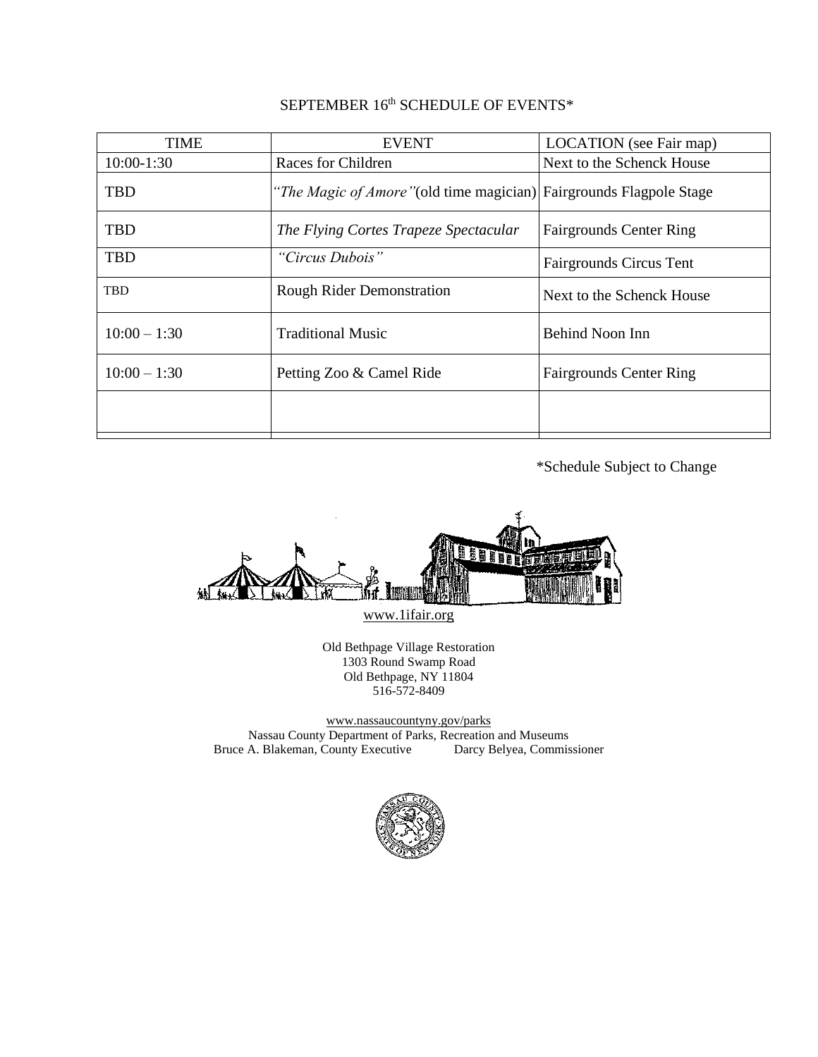SEPTEMBER 16th SCHEDULE OF EVENTS*

| TIME | EVENT | LOCATION (see Fair map) |
|---|---|---|
| 10:00-1:30 | Races for Children | Next to the Schenck House |
| TBD | *"The Magic of Amore"*(old time magician) | Fairgrounds Flagpole Stage |
| TBD | *The Flying Cortes Trapeze Spectacular* | Fairgrounds Center Ring |
| TBD | *"Circus Dubois"* | Fairgrounds Circus Tent |
| TBD | Rough Rider Demonstration | Next to the Schenck House |
| 10:00 – 1:30 | Traditional Music | Behind Noon Inn |
| 10:00 – 1:30 | Petting Zoo & Camel Ride | Fairgrounds Center Ring |
| | | |

*Schedule Subject to Change

www.1ifair.org

Old Bethpage Village Restoration
1303 Round Swamp Road
Old Bethpage, NY 11804
516-572-8409

www.nassaucountyny.gov/parks
Nassau County Department of Parks, Recreation and Museums
Bruce A. Blakeman, County Executive Darcy Belyea, Commissioner